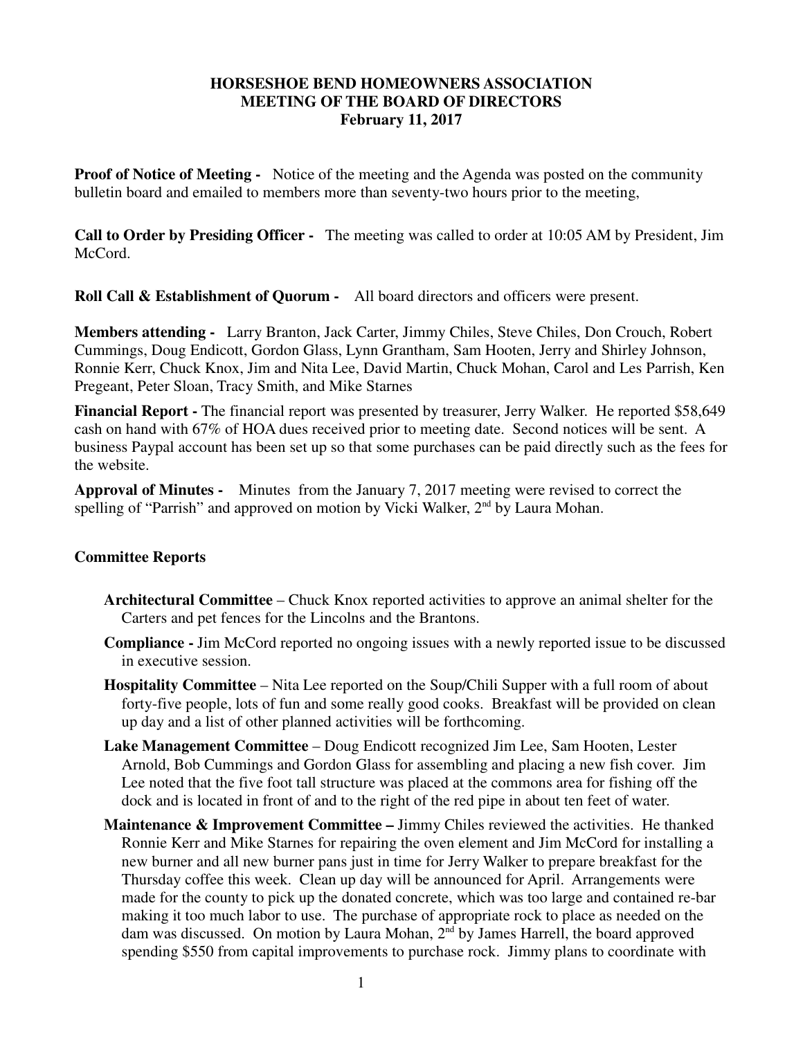# HORSESHOE BEND HOMEOWNERS ASSOCIATION
## MEETING OF THE BOARD OF DIRECTORS
### February 11, 2017

**Proof of Notice of Meeting -** Notice of the meeting and the Agenda was posted on the community bulletin board and emailed to members more than seventy-two hours prior to the meeting,

**Call to Order by Presiding Officer -** The meeting was called to order at 10:05 AM by President, Jim McCord.

**Roll Call & Establishment of Quorum -** All board directors and officers were present.

**Members attending -** Larry Branton, Jack Carter, Jimmy Chiles, Steve Chiles, Don Crouch, Robert Cummings, Doug Endicott, Gordon Glass, Lynn Grantham, Sam Hooten, Jerry and Shirley Johnson, Ronnie Kerr, Chuck Knox, Jim and Nita Lee, David Martin, Chuck Mohan, Carol and Les Parrish, Ken Pregeant, Peter Sloan, Tracy Smith, and Mike Starnes

**Financial Report -** The financial report was presented by treasurer, Jerry Walker. He reported $58,649 cash on hand with 67% of HOA dues received prior to meeting date. Second notices will be sent. A business Paypal account has been set up so that some purchases can be paid directly such as the fees for the website.

**Approval of Minutes -** Minutes from the January 7, 2017 meeting were revised to correct the spelling of "Parrish" and approved on motion by Vicki Walker, 2nd by Laura Mohan.

**Committee Reports**

- **Architectural Committee** – Chuck Knox reported activities to approve an animal shelter for the Carters and pet fences for the Lincolns and the Brantons.
- **Compliance -** Jim McCord reported no ongoing issues with a newly reported issue to be discussed in executive session.
- **Hospitality Committee** – Nita Lee reported on the Soup/Chili Supper with a full room of about forty-five people, lots of fun and some really good cooks. Breakfast will be provided on clean up day and a list of other planned activities will be forthcoming.
- **Lake Management Committee** – Doug Endicott recognized Jim Lee, Sam Hooten, Lester Arnold, Bob Cummings and Gordon Glass for assembling and placing a new fish cover. Jim Lee noted that the five foot tall structure was placed at the commons area for fishing off the dock and is located in front of and to the right of the red pipe in about ten feet of water.
- **Maintenance & Improvement Committee –** Jimmy Chiles reviewed the activities. He thanked Ronnie Kerr and Mike Starnes for repairing the oven element and Jim McCord for installing a new burner and all new burner pans just in time for Jerry Walker to prepare breakfast for the Thursday coffee this week. Clean up day will be announced for April. Arrangements were made for the county to pick up the donated concrete, which was too large and contained re-bar making it too much labor to use. The purchase of appropriate rock to place as needed on the dam was discussed. On motion by Laura Mohan, 2nd by James Harrell, the board approved spending $550 from capital improvements to purchase rock. Jimmy plans to coordinate with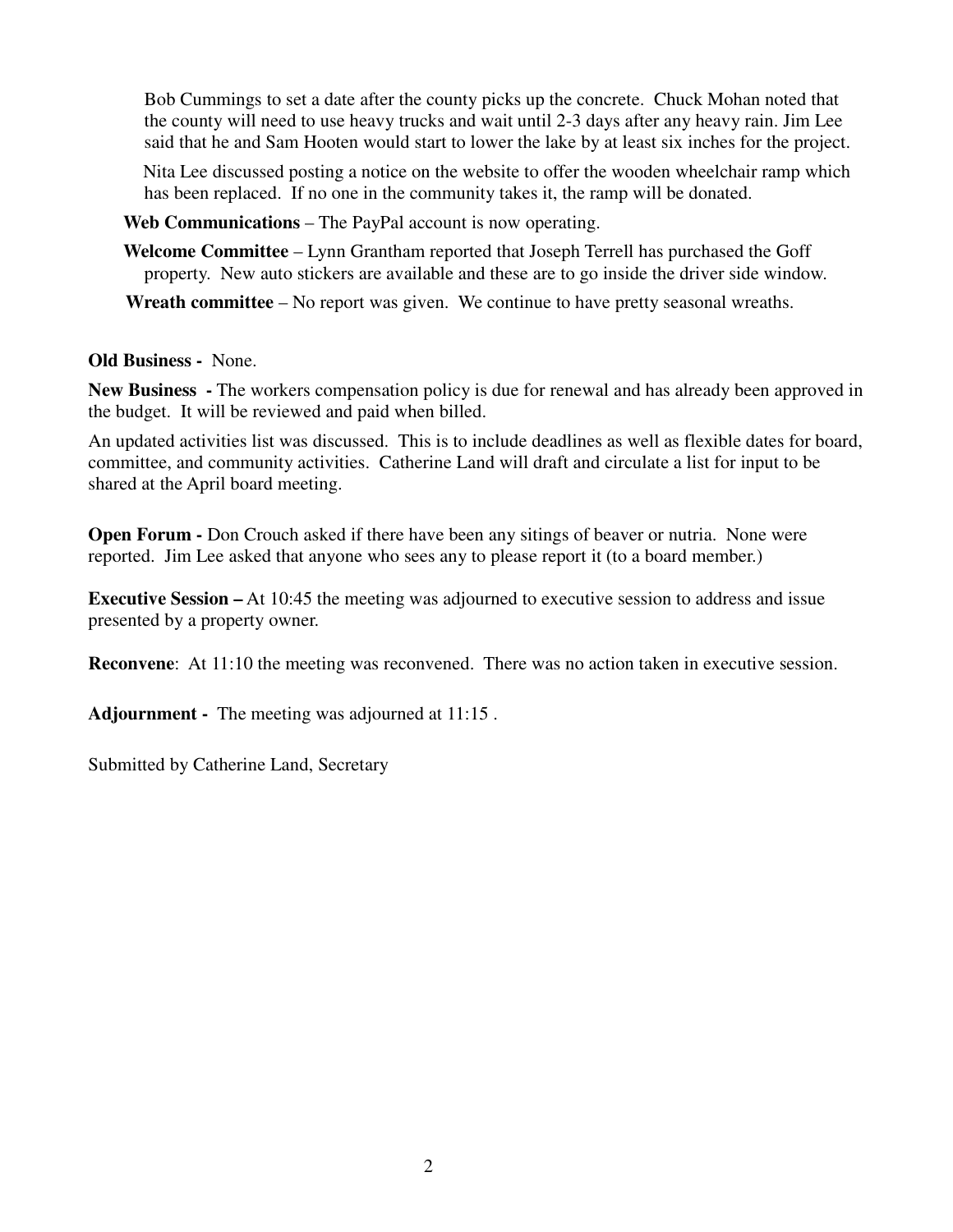Bob Cummings to set a date after the county picks up the concrete. Chuck Mohan noted that the county will need to use heavy trucks and wait until 2-3 days after any heavy rain. Jim Lee said that he and Sam Hooten would start to lower the lake by at least six inches for the project.

Nita Lee discussed posting a notice on the website to offer the wooden wheelchair ramp which has been replaced. If no one in the community takes it, the ramp will be donated.

**Web Communications** – The PayPal account is now operating.

**Welcome Committee** – Lynn Grantham reported that Joseph Terrell has purchased the Goff property. New auto stickers are available and these are to go inside the driver side window.

**Wreath committee** – No report was given. We continue to have pretty seasonal wreaths.

**Old Business -** None.

**New Business -** The workers compensation policy is due for renewal and has already been approved in the budget. It will be reviewed and paid when billed.

An updated activities list was discussed. This is to include deadlines as well as flexible dates for board, committee, and community activities. Catherine Land will draft and circulate a list for input to be shared at the April board meeting.

**Open Forum -** Don Crouch asked if there have been any sitings of beaver or nutria. None were reported. Jim Lee asked that anyone who sees any to please report it (to a board member.)

**Executive Session –** At 10:45 the meeting was adjourned to executive session to address and issue presented by a property owner.

**Reconvene**: At 11:10 the meeting was reconvened. There was no action taken in executive session.

**Adjournment -** The meeting was adjourned at 11:15 .

Submitted by Catherine Land, Secretary